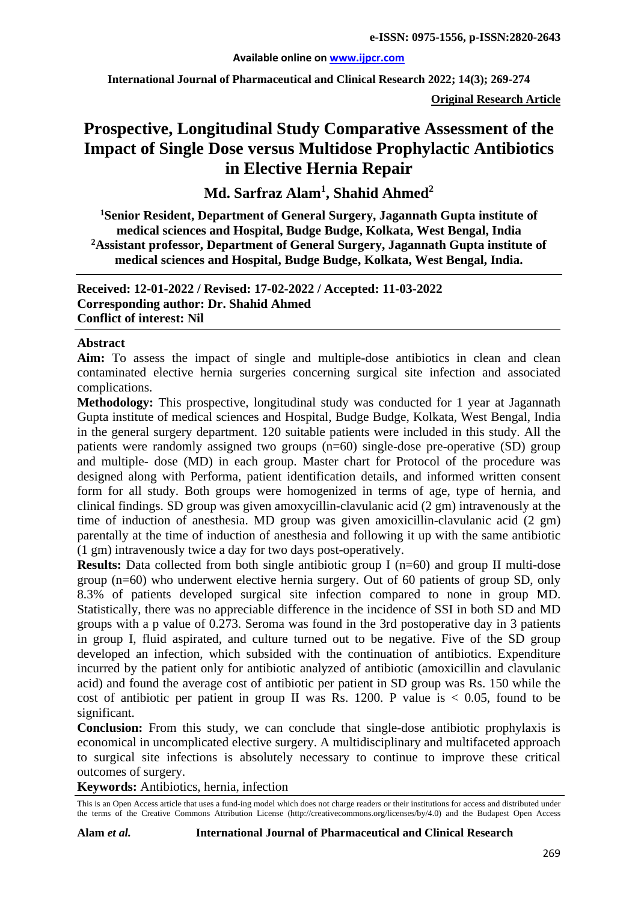e-ISSN: 0975-1556, p-ISSN:2820-2643

Available online on www.ijpcr.com

International Journal of Pharmaceutical and Clinical Research 2022; 14(3); 269-274

**Original Research Article**

# Prospective, Longitudinal Study Comparative Assessment of the Impact of Single Dose versus Multidose Prophylactic Antibiotics in Elective Hernia Repair

## Md. Sarfraz Alam[1], Shahid Ahmed[2]

**[1]Senior Resident, Department of General Surgery, Jagannath Gupta institute of medical sciences and Hospital, Budge Budge, Kolkata, West Bengal, India**
**[2]Assistant professor, Department of General Surgery, Jagannath Gupta institute of medical sciences and Hospital, Budge Budge, Kolkata, West Bengal, India.**

**Received: 12-01-2022 / Revised: 17-02-2022 / Accepted: 11-03-2022**
**Corresponding author: Dr. Shahid Ahmed**
**Conflict of interest: Nil**

### Abstract

**Aim:** To assess the impact of single and multiple-dose antibiotics in clean and clean contaminated elective hernia surgeries concerning surgical site infection and associated complications.

**Methodology:** This prospective, longitudinal study was conducted for 1 year at Jagannath Gupta institute of medical sciences and Hospital, Budge Budge, Kolkata, West Bengal, India in the general surgery department. 120 suitable patients were included in this study. All the patients were randomly assigned two groups (n=60) single-dose pre-operative (SD) group and multiple- dose (MD) in each group. Master chart for Protocol of the procedure was designed along with Performa, patient identification details, and informed written consent form for all study. Both groups were homogenized in terms of age, type of hernia, and clinical findings. SD group was given amoxycillin-clavulanic acid (2 gm) intravenously at the time of induction of anesthesia. MD group was given amoxicillin-clavulanic acid (2 gm) parentally at the time of induction of anesthesia and following it up with the same antibiotic (1 gm) intravenously twice a day for two days post-operatively.

**Results:** Data collected from both single antibiotic group I (n=60) and group II multi-dose group (n=60) who underwent elective hernia surgery. Out of 60 patients of group SD, only 8.3% of patients developed surgical site infection compared to none in group MD. Statistically, there was no appreciable difference in the incidence of SSI in both SD and MD groups with a p value of 0.273. Seroma was found in the 3rd postoperative day in 3 patients in group I, fluid aspirated, and culture turned out to be negative. Five of the SD group developed an infection, which subsided with the continuation of antibiotics. Expenditure incurred by the patient only for antibiotic analyzed of antibiotic (amoxicillin and clavulanic acid) and found the average cost of antibiotic per patient in SD group was Rs. 150 while the cost of antibiotic per patient in group II was Rs. 1200. P value is $< 0.05$, found to be significant.

**Conclusion:** From this study, we can conclude that single-dose antibiotic prophylaxis is economical in uncomplicated elective surgery. A multidisciplinary and multifaceted approach to surgical site infections is absolutely necessary to continue to improve these critical outcomes of surgery.

**Keywords:** Antibiotics, hernia, infection

This is an Open Access article that uses a fund-ing model which does not charge readers or their institutions for access and distributed under the terms of the Creative Commons Attribution License (http://creativecommons.org/licenses/by/4.0) and the Budapest Open Access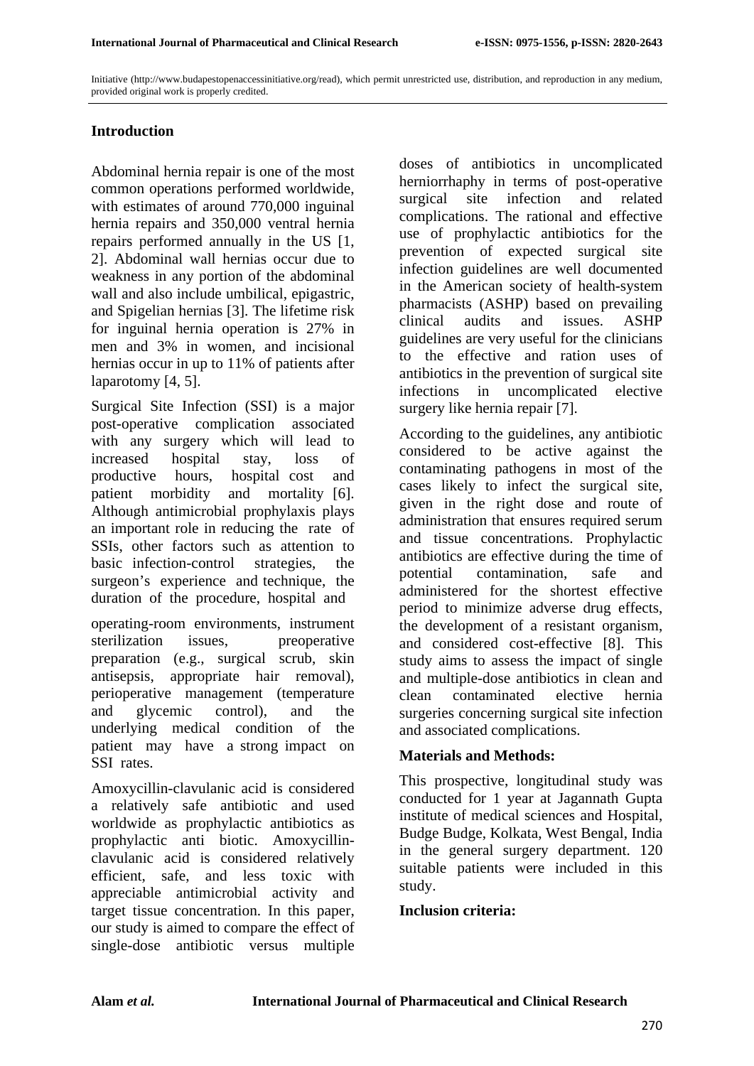Initiative (http://www.budapestopenaccessinitiative.org/read), which permit unrestricted use, distribution, and reproduction in any medium, provided original work is properly credited.

## Introduction

Abdominal hernia repair is one of the most common operations performed worldwide, with estimates of around 770,000 inguinal hernia repairs and 350,000 ventral hernia repairs performed annually in the US [1, 2]. Abdominal wall hernias occur due to weakness in any portion of the abdominal wall and also include umbilical, epigastric, and Spigelian hernias [3]. The lifetime risk for inguinal hernia operation is 27% in men and 3% in women, and incisional hernias occur in up to 11% of patients after laparotomy [4, 5].

Surgical Site Infection (SSI) is a major post-operative complication associated with any surgery which will lead to increased hospital stay, loss of productive hours, hospital cost and patient morbidity and mortality [6]. Although antimicrobial prophylaxis plays an important role in reducing the rate of SSIs, other factors such as attention to basic infection-control strategies, the surgeon's experience and technique, the duration of the procedure, hospital and operating-room environments, instrument sterilization issues, preoperative preparation (e.g., surgical scrub, skin antisepsis, appropriate hair removal), perioperative management (temperature and glycemic control), and the underlying medical condition of the patient may have a strong impact on SSI rates.

Amoxycillin-clavulanic acid is considered a relatively safe antibiotic and used worldwide as prophylactic antibiotics as prophylactic anti biotic. Amoxycillin-clavulanic acid is considered relatively efficient, safe, and less toxic with appreciable antimicrobial activity and target tissue concentration. In this paper, our study is aimed to compare the effect of single-dose antibiotic versus multiple doses of antibiotics in uncomplicated herniorrhaphy in terms of post-operative surgical site infection and related complications. The rational and effective use of prophylactic antibiotics for the prevention of expected surgical site infection guidelines are well documented in the American society of health-system pharmacists (ASHP) based on prevailing clinical audits and issues. ASHP guidelines are very useful for the clinicians to the effective and ration uses of antibiotics in the prevention of surgical site infections in uncomplicated elective surgery like hernia repair [7].

According to the guidelines, any antibiotic considered to be active against the contaminating pathogens in most of the cases likely to infect the surgical site, given in the right dose and route of administration that ensures required serum and tissue concentrations. Prophylactic antibiotics are effective during the time of potential contamination, safe and administered for the shortest effective period to minimize adverse drug effects, the development of a resistant organism, and considered cost-effective [8]. This study aims to assess the impact of single and multiple-dose antibiotics in clean and clean contaminated elective hernia surgeries concerning surgical site infection and associated complications.

## Materials and Methods:

This prospective, longitudinal study was conducted for 1 year at Jagannath Gupta institute of medical sciences and Hospital, Budge Budge, Kolkata, West Bengal, India in the general surgery department. 120 suitable patients were included in this study.

### Inclusion criteria: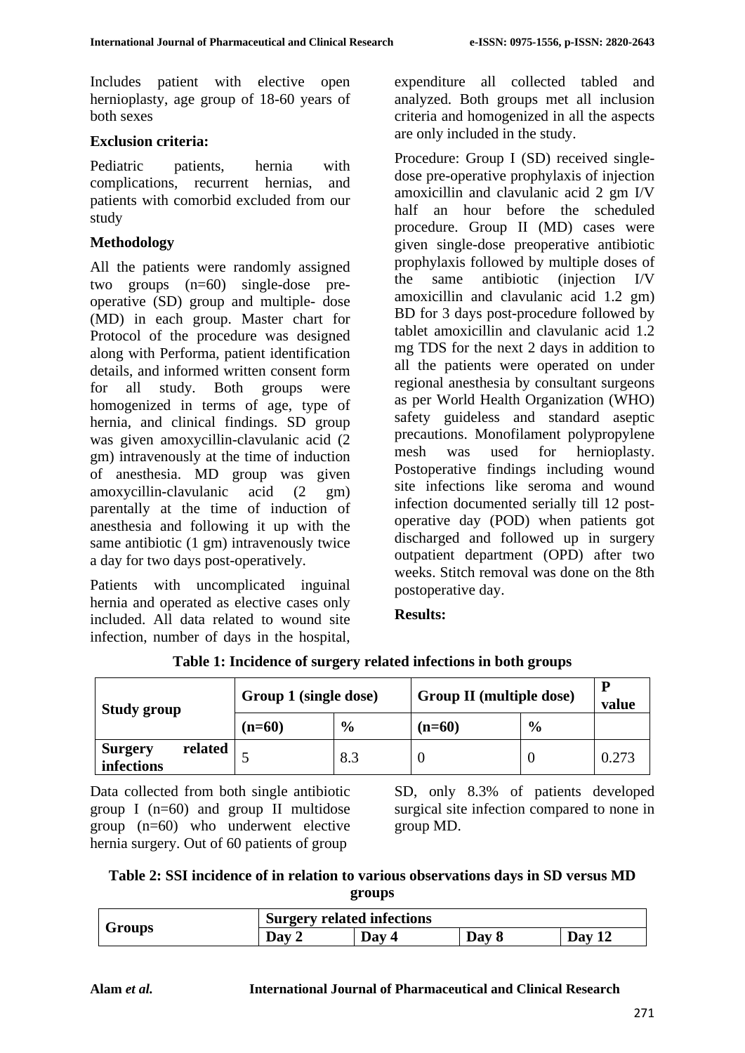Includes patient with elective open hernioplasty, age group of 18-60 years of both sexes

**Exclusion criteria:**

Pediatric patients, hernia with complications, recurrent hernias, and patients with comorbid excluded from our study

**Methodology**

All the patients were randomly assigned two groups (n=60) single-dose pre-operative (SD) group and multiple- dose (MD) in each group. Master chart for Protocol of the procedure was designed along with Performa, patient identification details, and informed written consent form for all study. Both groups were homogenized in terms of age, type of hernia, and clinical findings. SD group was given amoxycillin-clavulanic acid (2 gm) intravenously at the time of induction of anesthesia. MD group was given amoxycillin-clavulanic acid (2 gm) parentally at the time of induction of anesthesia and following it up with the same antibiotic (1 gm) intravenously twice a day for two days post-operatively.

Patients with uncomplicated inguinal hernia and operated as elective cases only included. All data related to wound site infection, number of days in the hospital, expenditure all collected tabled and analyzed. Both groups met all inclusion criteria and homogenized in all the aspects are only included in the study.

Procedure: Group I (SD) received single-dose pre-operative prophylaxis of injection amoxicillin and clavulanic acid 2 gm I/V half an hour before the scheduled procedure. Group II (MD) cases were given single-dose preoperative antibiotic prophylaxis followed by multiple doses of the same antibiotic (injection I/V amoxicillin and clavulanic acid 1.2 gm) BD for 3 days post-procedure followed by tablet amoxicillin and clavulanic acid 1.2 mg TDS for the next 2 days in addition to all the patients were operated on under regional anesthesia by consultant surgeons as per World Health Organization (WHO) safety guideless and standard aseptic precautions. Monofilament polypropylene mesh was used for hernioplasty. Postoperative findings including wound site infections like seroma and wound infection documented serially till 12 post-operative day (POD) when patients got discharged and followed up in surgery outpatient department (OPD) after two weeks. Stitch removal was done on the 8th postoperative day.

**Results:**

**Table 1: Incidence of surgery related infections in both groups**

| Study group | Group 1 (single dose) | | Group II (multiple dose) | | P value |
|---|---|---|---|---|---|
| | (n=60) | % | (n=60) | % | |
| **Surgery related infections** | 5 | 8.3 | 0 | 0 | 0.273 |

Data collected from both single antibiotic group I (n=60) and group II multidose group (n=60) who underwent elective hernia surgery. Out of 60 patients of group SD, only 8.3% of patients developed surgical site infection compared to none in group MD.

**Table 2: SSI incidence of in relation to various observations days in SD versus MD groups**

| Groups | Surgery related infections | | | |
|---|---|---|---|---|
| | Day 2 | Day 4 | Day 8 | Day 12 |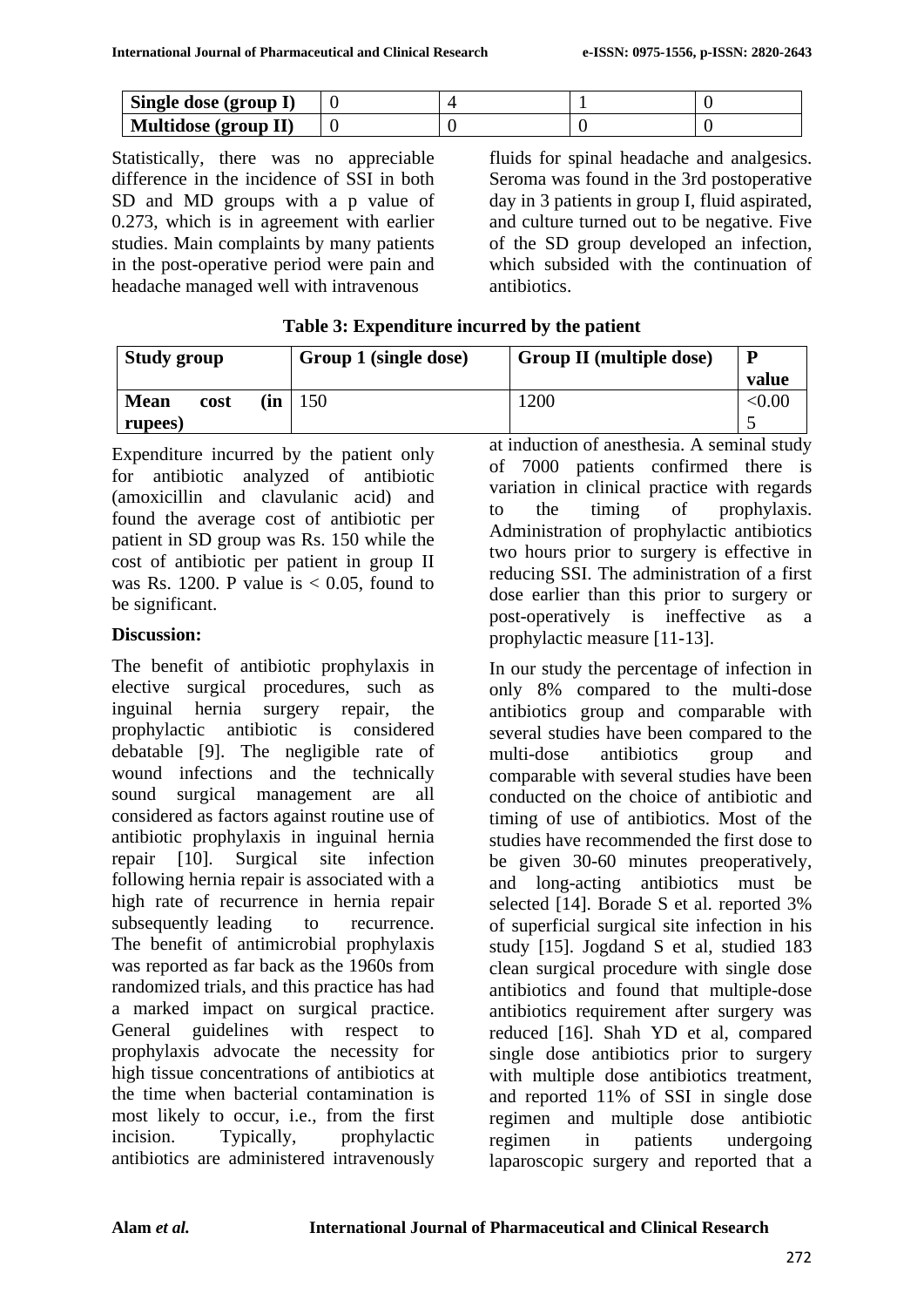| Single dose (group I) | 0 | 4 | 1 | 0 |
|---|---|---|---|---|
| Multidose (group II) | 0 | 0 | 0 | 0 |

Statistically, there was no appreciable difference in the incidence of SSI in both SD and MD groups with a p value of 0.273, which is in agreement with earlier studies. Main complaints by many patients in the post-operative period were pain and headache managed well with intravenous fluids for spinal headache and analgesics. Seroma was found in the 3rd postoperative day in 3 patients in group I, fluid aspirated, and culture turned out to be negative. Five of the SD group developed an infection, which subsided with the continuation of antibiotics.

**Table 3: Expenditure incurred by the patient**

| Study group | Group 1 (single dose) | Group II (multiple dose) | P value |
|---|---|---|---|
| Mean cost (in rupees) | 150 | 1200 | <0.005 |

Expenditure incurred by the patient only for antibiotic analyzed of antibiotic (amoxicillin and clavulanic acid) and found the average cost of antibiotic per patient in SD group was Rs. 150 while the cost of antibiotic per patient in group II was Rs. 1200. P value is $< 0.05$, found to be significant.

**Discussion:**

The benefit of antibiotic prophylaxis in elective surgical procedures, such as inguinal hernia surgery repair, the prophylactic antibiotic is considered debatable [9]. The negligible rate of wound infections and the technically sound surgical management are all considered as factors against routine use of antibiotic prophylaxis in inguinal hernia repair [10]. Surgical site infection following hernia repair is associated with a high rate of recurrence in hernia repair subsequently leading to recurrence. The benefit of antimicrobial prophylaxis was reported as far back as the 1960s from randomized trials, and this practice has had a marked impact on surgical practice. General guidelines with respect to prophylaxis advocate the necessity for high tissue concentrations of antibiotics at the time when bacterial contamination is most likely to occur, i.e., from the first incision. Typically, prophylactic antibiotics are administered intravenously at induction of anesthesia. A seminal study of 7000 patients confirmed there is variation in clinical practice with regards to the timing of prophylaxis. Administration of prophylactic antibiotics two hours prior to surgery is effective in reducing SSI. The administration of a first dose earlier than this prior to surgery or post-operatively is ineffective as a prophylactic measure [11-13].

In our study the percentage of infection in only 8% compared to the multi-dose antibiotics group and comparable with several studies have been compared to the multi-dose antibiotics group and comparable with several studies have been conducted on the choice of antibiotic and timing of use of antibiotics. Most of the studies have recommended the first dose to be given 30-60 minutes preoperatively, and long-acting antibiotics must be selected [14]. Borade S et al. reported 3% of superficial surgical site infection in his study [15]. Jogdand S et al, studied 183 clean surgical procedure with single dose antibiotics and found that multiple-dose antibiotics requirement after surgery was reduced [16]. Shah YD et al, compared single dose antibiotics prior to surgery with multiple dose antibiotics treatment, and reported 11% of SSI in single dose regimen and multiple dose antibiotic regimen in patients undergoing laparoscopic surgery and reported that a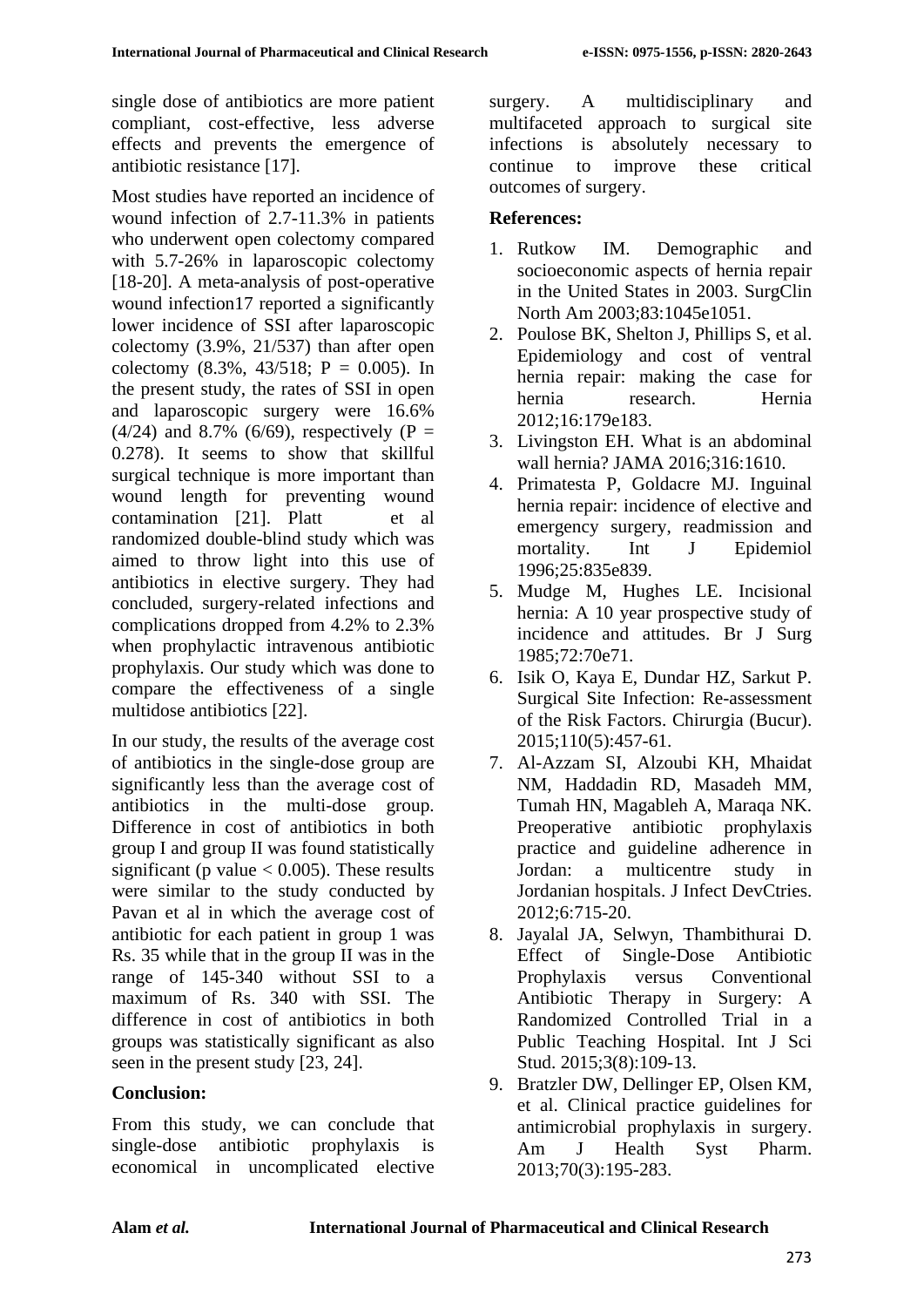single dose of antibiotics are more patient compliant, cost-effective, less adverse effects and prevents the emergence of antibiotic resistance [17].

Most studies have reported an incidence of wound infection of 2.7-11.3% in patients who underwent open colectomy compared with 5.7-26% in laparoscopic colectomy [18-20]. A meta-analysis of post-operative wound infection17 reported a significantly lower incidence of SSI after laparoscopic colectomy (3.9%, 21/537) than after open colectomy (8.3%, 43/518; P = 0.005). In the present study, the rates of SSI in open and laparoscopic surgery were 16.6% (4/24) and 8.7% (6/69), respectively (P = 0.278). It seems to show that skillful surgical technique is more important than wound length for preventing wound contamination [21]. Platt et al randomized double-blind study which was aimed to throw light into this use of antibiotics in elective surgery. They had concluded, surgery-related infections and complications dropped from 4.2% to 2.3% when prophylactic intravenous antibiotic prophylaxis. Our study which was done to compare the effectiveness of a single multidose antibiotics [22].

In our study, the results of the average cost of antibiotics in the single-dose group are significantly less than the average cost of antibiotics in the multi-dose group. Difference in cost of antibiotics in both group I and group II was found statistically significant (p value < 0.005). These results were similar to the study conducted by Pavan et al in which the average cost of antibiotic for each patient in group 1 was Rs. 35 while that in the group II was in the range of 145-340 without SSI to a maximum of Rs. 340 with SSI. The difference in cost of antibiotics in both groups was statistically significant as also seen in the present study [23, 24].

## Conclusion:

From this study, we can conclude that single-dose antibiotic prophylaxis is economical in uncomplicated elective surgery. A multidisciplinary and multifaceted approach to surgical site infections is absolutely necessary to continue to improve these critical outcomes of surgery.

## References:

1. Rutkow IM. Demographic and socioeconomic aspects of hernia repair in the United States in 2003. SurgClin North Am 2003;83:1045e1051.
2. Poulose BK, Shelton J, Phillips S, et al. Epidemiology and cost of ventral hernia repair: making the case for hernia research. Hernia 2012;16:179e183.
3. Livingston EH. What is an abdominal wall hernia? JAMA 2016;316:1610.
4. Primatesta P, Goldacre MJ. Inguinal hernia repair: incidence of elective and emergency surgery, readmission and mortality. Int J Epidemiol 1996;25:835e839.
5. Mudge M, Hughes LE. Incisional hernia: A 10 year prospective study of incidence and attitudes. Br J Surg 1985;72:70e71.
6. Isik O, Kaya E, Dundar HZ, Sarkut P. Surgical Site Infection: Re-assessment of the Risk Factors. Chirurgia (Bucur). 2015;110(5):457-61.
7. Al-Azzam SI, Alzoubi KH, Mhaidat NM, Haddadin RD, Masadeh MM, Tumah HN, Magableh A, Maraqa NK. Preoperative antibiotic prophylaxis practice and guideline adherence in Jordan: a multicentre study in Jordanian hospitals. J Infect DevCtries. 2012;6:715-20.
8. Jayalal JA, Selwyn, Thambithurai D. Effect of Single-Dose Antibiotic Prophylaxis versus Conventional Antibiotic Therapy in Surgery: A Randomized Controlled Trial in a Public Teaching Hospital. Int J Sci Stud. 2015;3(8):109-13.
9. Bratzler DW, Dellinger EP, Olsen KM, et al. Clinical practice guidelines for antimicrobial prophylaxis in surgery. Am J Health Syst Pharm. 2013;70(3):195-283.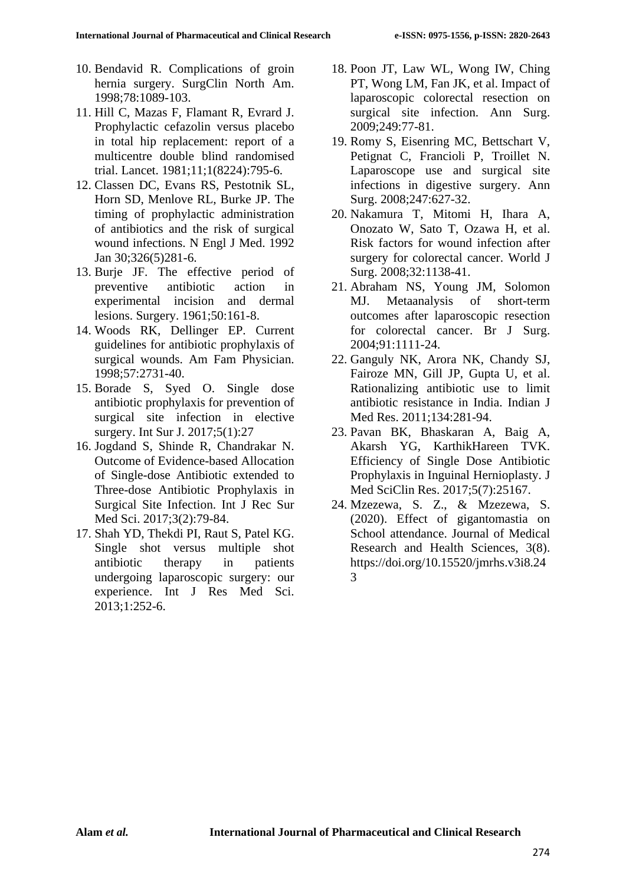10. Bendavid R. Complications of groin hernia surgery. SurgClin North Am. 1998;78:1089-103.
11. Hill C, Mazas F, Flamant R, Evrard J. Prophylactic cefazolin versus placebo in total hip replacement: report of a multicentre double blind randomised trial. Lancet. 1981;11;1(8224):795-6.
12. Classen DC, Evans RS, Pestotnik SL, Horn SD, Menlove RL, Burke JP. The timing of prophylactic administration of antibiotics and the risk of surgical wound infections. N Engl J Med. 1992 Jan 30;326(5)281-6.
13. Burje JF. The effective period of preventive antibiotic action in experimental incision and dermal lesions. Surgery. 1961;50:161-8.
14. Woods RK, Dellinger EP. Current guidelines for antibiotic prophylaxis of surgical wounds. Am Fam Physician. 1998;57:2731-40.
15. Borade S, Syed O. Single dose antibiotic prophylaxis for prevention of surgical site infection in elective surgery. Int Sur J. 2017;5(1):27
16. Jogdand S, Shinde R, Chandrakar N. Outcome of Evidence-based Allocation of Single-dose Antibiotic extended to Three-dose Antibiotic Prophylaxis in Surgical Site Infection. Int J Rec Sur Med Sci. 2017;3(2):79-84.
17. Shah YD, Thekdi PI, Raut S, Patel KG. Single shot versus multiple shot antibiotic therapy in patients undergoing laparoscopic surgery: our experience. Int J Res Med Sci. 2013;1:252-6.
18. Poon JT, Law WL, Wong IW, Ching PT, Wong LM, Fan JK, et al. Impact of laparoscopic colorectal resection on surgical site infection. Ann Surg. 2009;249:77-81.
19. Romy S, Eisenring MC, Bettschart V, Petignat C, Francioli P, Troillet N. Laparoscope use and surgical site infections in digestive surgery. Ann Surg. 2008;247:627-32.
20. Nakamura T, Mitomi H, Ihara A, Onozato W, Sato T, Ozawa H, et al. Risk factors for wound infection after surgery for colorectal cancer. World J Surg. 2008;32:1138-41.
21. Abraham NS, Young JM, Solomon MJ. Metaanalysis of short-term outcomes after laparoscopic resection for colorectal cancer. Br J Surg. 2004;91:1111-24.
22. Ganguly NK, Arora NK, Chandy SJ, Fairoze MN, Gill JP, Gupta U, et al. Rationalizing antibiotic use to limit antibiotic resistance in India. Indian J Med Res. 2011;134:281-94.
23. Pavan BK, Bhaskaran A, Baig A, Akarsh YG, KarthikHareen TVK. Efficiency of Single Dose Antibiotic Prophylaxis in Inguinal Hernioplasty. J Med SciClin Res. 2017;5(7):25167.
24. Mzezewa, S. Z., & Mzezewa, S. (2020). Effect of gigantomastia on School attendance. Journal of Medical Research and Health Sciences, 3(8). https://doi.org/10.15520/jmrhs.v3i8.243